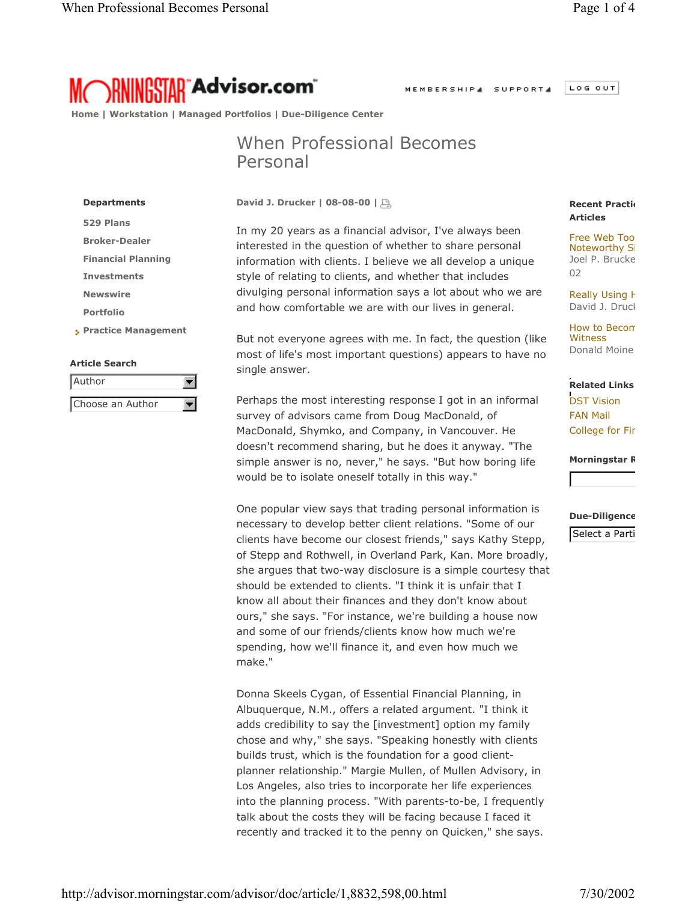# When Professional Becomes Personal

David J. Drucker | 08-08-00 |

In my 20 years as a financial advisor, I've always been interested in the question of whether to share personal information with clients. I believe we all develop a unique style of relating to clients, and whether that includes divulging personal information says a lot about who we are and how comfortable we are with our lives in general.

But not everyone agrees with me. In fact, the question (like most of life's most important questions) appears to have no single answer.

Perhaps the most interesting response I got in an informal survey of advisors came from Doug MacDonald, of MacDonald, Shymko, and Company, in Vancouver. He doesn't recommend sharing, but he does it anyway. "The simple answer is no, never," he says. "But how boring life would be to isolate oneself totally in this way."

One popular view says that trading personal information is necessary to develop better client relations. "Some of our clients have become our closest friends," says Kathy Stepp, of Stepp and Rothwell, in Overland Park, Kan. More broadly, she argues that two-way disclosure is a simple courtesy that should be extended to clients. "I think it is unfair that I know all about their finances and they don't know about ours," she says. "For instance, we're building a house now and some of our friends/clients know how much we're spending, how we'll finance it, and even how much we make."

Donna Skeels Cygan, of Essential Financial Planning, in Albuquerque, N.M., offers a related argument. "I think it adds credibility to say the [investment] option my family chose and why," she says. "Speaking honestly with clients builds trust, which is the foundation for a good client-planner relationship." Margie Mullen, of Mullen Advisory, in Los Angeles, also tries to incorporate her life experiences into the planning process. "With parents-to-be, I frequently talk about the costs they will be facing because I faced it recently and tracked it to the penny on Quicken," she says.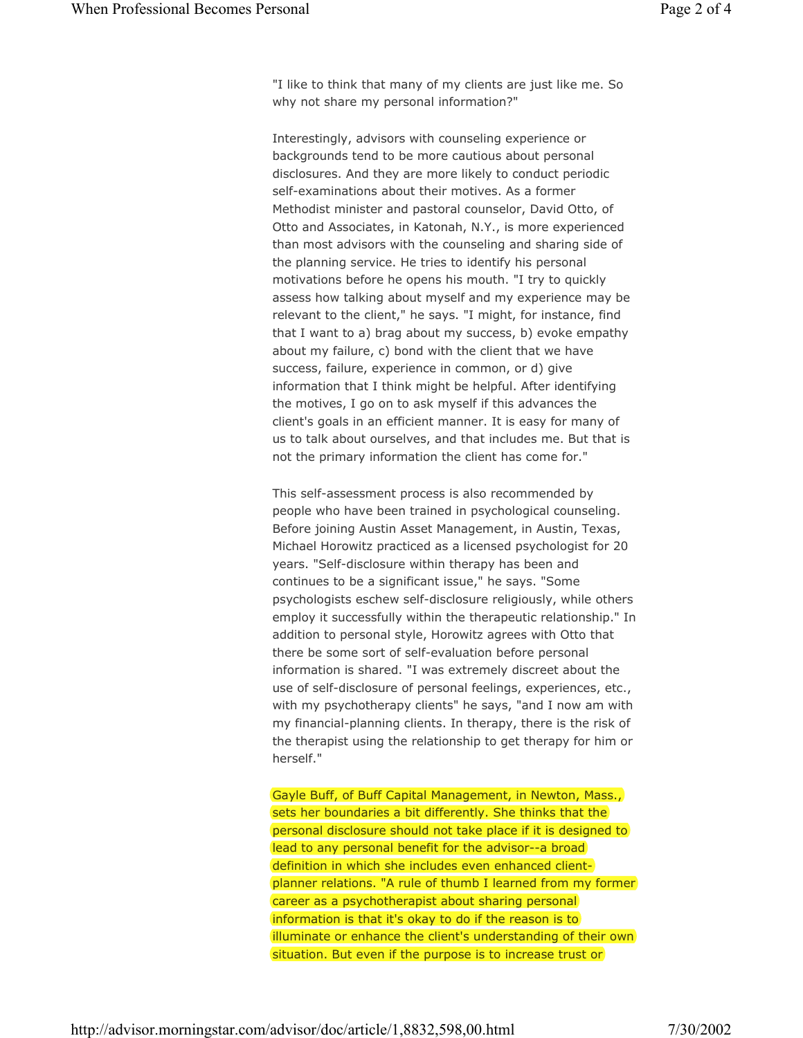"I like to think that many of my clients are just like me. So why not share my personal information?"

Interestingly, advisors with counseling experience or backgrounds tend to be more cautious about personal disclosures. And they are more likely to conduct periodic self-examinations about their motives. As a former Methodist minister and pastoral counselor, David Otto, of Otto and Associates, in Katonah, N.Y., is more experienced than most advisors with the counseling and sharing side of the planning service. He tries to identify his personal motivations before he opens his mouth. "I try to quickly assess how talking about myself and my experience may be relevant to the client," he says. "I might, for instance, find that I want to a) brag about my success, b) evoke empathy about my failure, c) bond with the client that we have success, failure, experience in common, or d) give information that I think might be helpful. After identifying the motives, I go on to ask myself if this advances the client's goals in an efficient manner. It is easy for many of us to talk about ourselves, and that includes me. But that is not the primary information the client has come for."

This self-assessment process is also recommended by people who have been trained in psychological counseling. Before joining Austin Asset Management, in Austin, Texas, Michael Horowitz practiced as a licensed psychologist for 20 years. "Self-disclosure within therapy has been and continues to be a significant issue," he says. "Some psychologists eschew self-disclosure religiously, while others employ it successfully within the therapeutic relationship." In addition to personal style, Horowitz agrees with Otto that there be some sort of self-evaluation before personal information is shared. "I was extremely discreet about the use of self-disclosure of personal feelings, experiences, etc., with my psychotherapy clients" he says, "and I now am with my financial-planning clients. In therapy, there is the risk of the therapist using the relationship to get therapy for him or herself."

Gayle Buff, of Buff Capital Management, in Newton, Mass., sets her boundaries a bit differently. She thinks that the personal disclosure should not take place if it is designed to lead to any personal benefit for the advisor--a broad definition in which she includes even enhanced client-planner relations. "A rule of thumb I learned from my former career as a psychotherapist about sharing personal information is that it's okay to do if the reason is to illuminate or enhance the client's understanding of their own situation. But even if the purpose is to increase trust or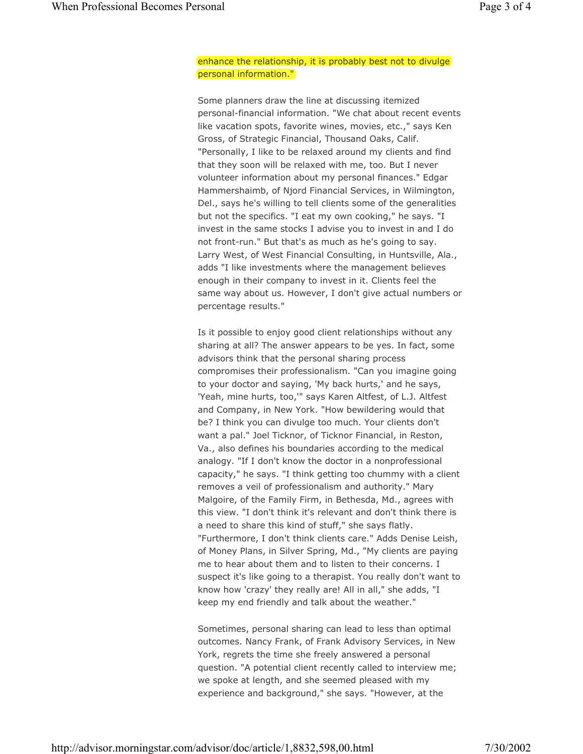enhance the relationship, it is probably best not to divulge personal information."

Some planners draw the line at discussing itemized personal-financial information. "We chat about recent events like vacation spots, favorite wines, movies, etc.," says Ken Gross, of Strategic Financial, Thousand Oaks, Calif. "Personally, I like to be relaxed around my clients and find that they soon will be relaxed with me, too. But I never volunteer information about my personal finances." Edgar Hammershaimb, of Njord Financial Services, in Wilmington, Del., says he's willing to tell clients some of the generalities but not the specifics. "I eat my own cooking," he says. "I invest in the same stocks I advise you to invest in and I do not front-run." But that's as much as he's going to say. Larry West, of West Financial Consulting, in Huntsville, Ala., adds "I like investments where the management believes enough in their company to invest in it. Clients feel the same way about us. However, I don't give actual numbers or percentage results."

Is it possible to enjoy good client relationships without any sharing at all? The answer appears to be yes. In fact, some advisors think that the personal sharing process compromises their professionalism. "Can you imagine going to your doctor and saying, 'My back hurts,' and he says, 'Yeah, mine hurts, too,'" says Karen Altfest, of L.J. Altfest and Company, in New York. "How bewildering would that be? I think you can divulge too much. Your clients don't want a pal." Joel Ticknor, of Ticknor Financial, in Reston, Va., also defines his boundaries according to the medical analogy. "If I don't know the doctor in a nonprofessional capacity," he says. "I think getting too chummy with a client removes a veil of professionalism and authority." Mary Malgoire, of the Family Firm, in Bethesda, Md., agrees with this view. "I don't think it's relevant and don't think there is a need to share this kind of stuff," she says flatly. "Furthermore, I don't think clients care." Adds Denise Leish, of Money Plans, in Silver Spring, Md., "My clients are paying me to hear about them and to listen to their concerns. I suspect it's like going to a therapist. You really don't want to know how 'crazy' they really are! All in all," she adds, "I keep my end friendly and talk about the weather."

Sometimes, personal sharing can lead to less than optimal outcomes. Nancy Frank, of Frank Advisory Services, in New York, regrets the time she freely answered a personal question. "A potential client recently called to interview me; we spoke at length, and she seemed pleased with my experience and background," she says. "However, at the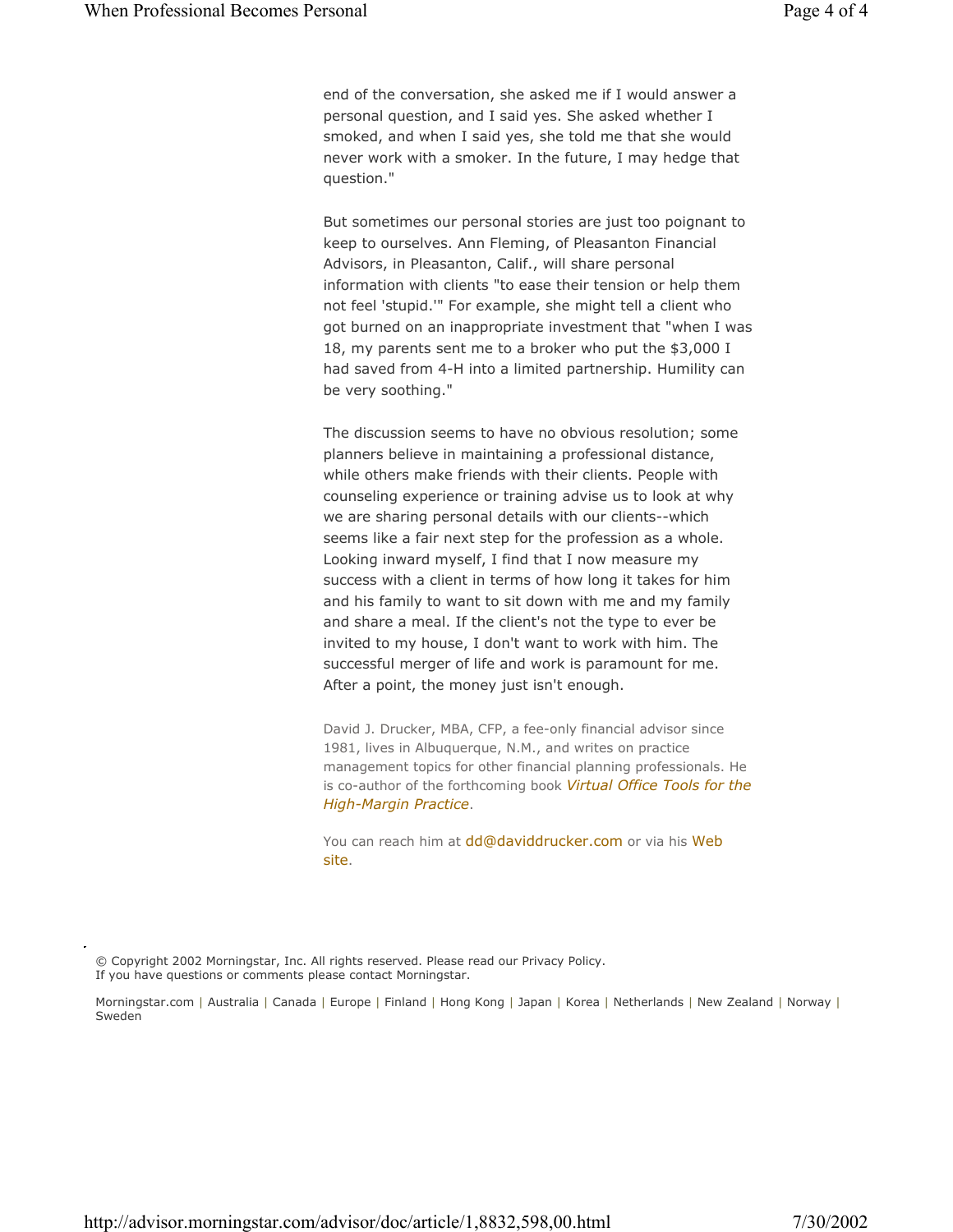end of the conversation, she asked me if I would answer a personal question, and I said yes. She asked whether I smoked, and when I said yes, she told me that she would never work with a smoker. In the future, I may hedge that question."

But sometimes our personal stories are just too poignant to keep to ourselves. Ann Fleming, of Pleasanton Financial Advisors, in Pleasanton, Calif., will share personal information with clients "to ease their tension or help them not feel 'stupid.'" For example, she might tell a client who got burned on an inappropriate investment that "when I was 18, my parents sent me to a broker who put the $3,000 I had saved from 4-H into a limited partnership. Humility can be very soothing."

The discussion seems to have no obvious resolution; some planners believe in maintaining a professional distance, while others make friends with their clients. People with counseling experience or training advise us to look at why we are sharing personal details with our clients--which seems like a fair next step for the profession as a whole. Looking inward myself, I find that I now measure my success with a client in terms of how long it takes for him and his family to want to sit down with me and my family and share a meal. If the client's not the type to ever be invited to my house, I don't want to work with him. The successful merger of life and work is paramount for me. After a point, the money just isn't enough.

David J. Drucker, MBA, CFP, a fee-only financial advisor since 1981, lives in Albuquerque, N.M., and writes on practice management topics for other financial planning professionals. He is co-author of the forthcoming book *Virtual Office Tools for the High-Margin Practice*.

You can reach him at dd@daviddrucker.com or via his Web site.

© Copyright 2002 Morningstar, Inc. All rights reserved. Please read our Privacy Policy.
If you have questions or comments please contact Morningstar.

Morningstar.com | Australia | Canada | Europe | Finland | Hong Kong | Japan | Korea | Netherlands | New Zealand | Norway | Sweden